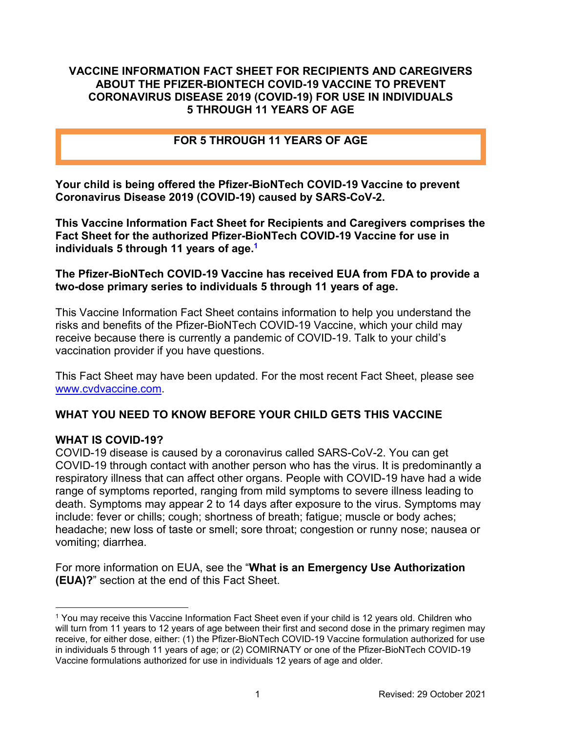# VACCINE INFORMATION FACT SHEET FOR RECIPIENTS AND CAREGIVERS ABOUT THE PFIZER-BIONTECH COVID-19 VACCINE TO PREVENT CORONAVIRUS DISEASE 2019 (COVID-19) FOR USE IN INDIVIDUALS 5 THROUGH 11 YEARS OF AGE

**FOR 5 THROUGH 11 YEARS OF AGE**

**Your child is being offered the Pfizer-BioNTech COVID-19 Vaccine to prevent Coronavirus Disease 2019 (COVID-19) caused by SARS-CoV-2.**

**This Vaccine Information Fact Sheet for Recipients and Caregivers comprises the Fact Sheet for the authorized Pfizer-BioNTech COVID-19 Vaccine for use in individuals 5 through 11 years of age.[1]**

**The Pfizer-BioNTech COVID-19 Vaccine has received EUA from FDA to provide a two-dose primary series to individuals 5 through 11 years of age.**

This Vaccine Information Fact Sheet contains information to help you understand the risks and benefits of the Pfizer-BioNTech COVID-19 Vaccine, which your child may receive because there is currently a pandemic of COVID-19. Talk to your child's vaccination provider if you have questions.

This Fact Sheet may have been updated. For the most recent Fact Sheet, please see www.cvdvaccine.com.

## WHAT YOU NEED TO KNOW BEFORE YOUR CHILD GETS THIS VACCINE

### WHAT IS COVID-19?

COVID-19 disease is caused by a coronavirus called SARS-CoV-2. You can get COVID-19 through contact with another person who has the virus. It is predominantly a respiratory illness that can affect other organs. People with COVID-19 have had a wide range of symptoms reported, ranging from mild symptoms to severe illness leading to death. Symptoms may appear 2 to 14 days after exposure to the virus. Symptoms may include: fever or chills; cough; shortness of breath; fatigue; muscle or body aches; headache; new loss of taste or smell; sore throat; congestion or runny nose; nausea or vomiting; diarrhea.

For more information on EUA, see the "**What is an Emergency Use Authorization (EUA)?**" section at the end of this Fact Sheet.

---

[1] You may receive this Vaccine Information Fact Sheet even if your child is 12 years old. Children who will turn from 11 years to 12 years of age between their first and second dose in the primary regimen may receive, for either dose, either: (1) the Pfizer-BioNTech COVID-19 Vaccine formulation authorized for use in individuals 5 through 11 years of age; or (2) COMIRNATY or one of the Pfizer-BioNTech COVID-19 Vaccine formulations authorized for use in individuals 12 years of age and older.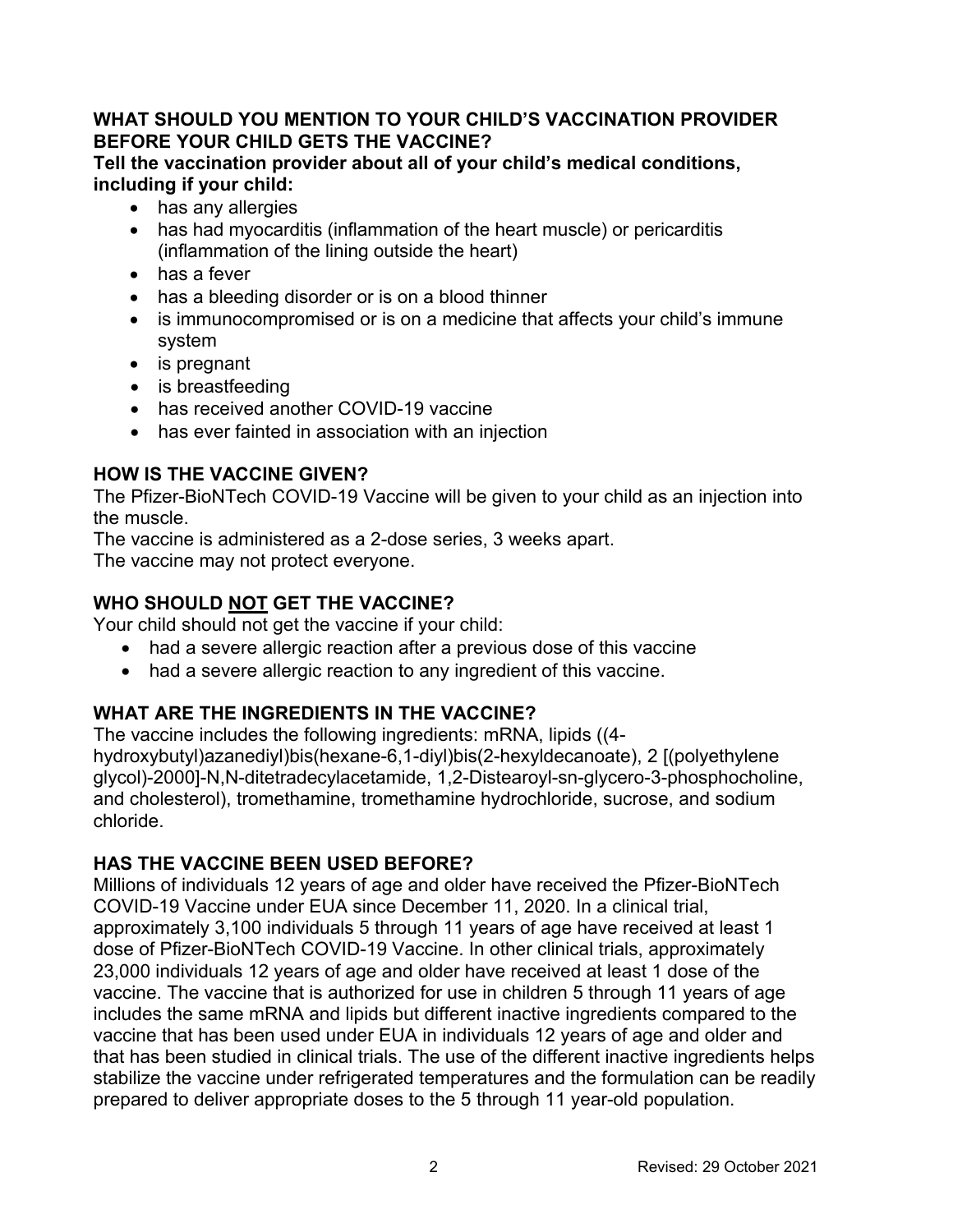## WHAT SHOULD YOU MENTION TO YOUR CHILD'S VACCINATION PROVIDER BEFORE YOUR CHILD GETS THE VACCINE?

**Tell the vaccination provider about all of your child's medical conditions, including if your child:**

- has any allergies
- has had myocarditis (inflammation of the heart muscle) or pericarditis (inflammation of the lining outside the heart)
- has a fever
- has a bleeding disorder or is on a blood thinner
- is immunocompromised or is on a medicine that affects your child's immune system
- is pregnant
- is breastfeeding
- has received another COVID-19 vaccine
- has ever fainted in association with an injection

## HOW IS THE VACCINE GIVEN?

The Pfizer-BioNTech COVID-19 Vaccine will be given to your child as an injection into the muscle.

The vaccine is administered as a 2-dose series, 3 weeks apart.

The vaccine may not protect everyone.

## WHO SHOULD <u>NOT</u> GET THE VACCINE?

Your child should not get the vaccine if your child:

- had a severe allergic reaction after a previous dose of this vaccine
- had a severe allergic reaction to any ingredient of this vaccine.

## WHAT ARE THE INGREDIENTS IN THE VACCINE?

The vaccine includes the following ingredients: mRNA, lipids ((4-hydroxybutyl)azanediyl)bis(hexane-6,1-diyl)bis(2-hexyldecanoate), 2 [(polyethylene glycol)-2000]-N,N-ditetradecylacetamide, 1,2-Distearoyl-sn-glycero-3-phosphocholine, and cholesterol), tromethamine, tromethamine hydrochloride, sucrose, and sodium chloride.

## HAS THE VACCINE BEEN USED BEFORE?

Millions of individuals 12 years of age and older have received the Pfizer-BioNTech COVID-19 Vaccine under EUA since December 11, 2020. In a clinical trial, approximately 3,100 individuals 5 through 11 years of age have received at least 1 dose of Pfizer-BioNTech COVID-19 Vaccine. In other clinical trials, approximately 23,000 individuals 12 years of age and older have received at least 1 dose of the vaccine. The vaccine that is authorized for use in children 5 through 11 years of age includes the same mRNA and lipids but different inactive ingredients compared to the vaccine that has been used under EUA in individuals 12 years of age and older and that has been studied in clinical trials. The use of the different inactive ingredients helps stabilize the vaccine under refrigerated temperatures and the formulation can be readily prepared to deliver appropriate doses to the 5 through 11 year-old population.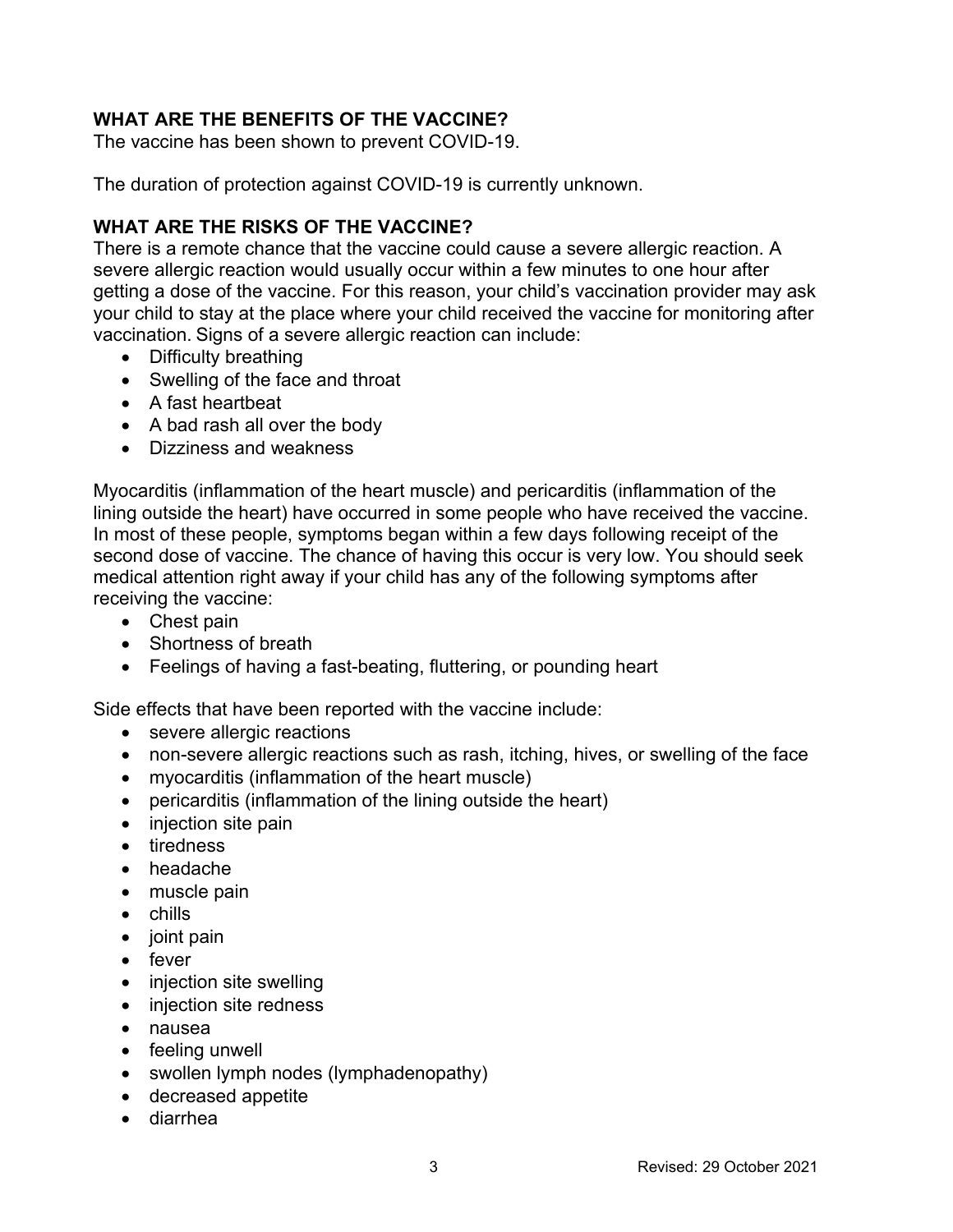## WHAT ARE THE BENEFITS OF THE VACCINE?

The vaccine has been shown to prevent COVID-19.

The duration of protection against COVID-19 is currently unknown.

## WHAT ARE THE RISKS OF THE VACCINE?

There is a remote chance that the vaccine could cause a severe allergic reaction. A severe allergic reaction would usually occur within a few minutes to one hour after getting a dose of the vaccine. For this reason, your child's vaccination provider may ask your child to stay at the place where your child received the vaccine for monitoring after vaccination. Signs of a severe allergic reaction can include:

- Difficulty breathing
- Swelling of the face and throat
- A fast heartbeat
- A bad rash all over the body
- Dizziness and weakness

Myocarditis (inflammation of the heart muscle) and pericarditis (inflammation of the lining outside the heart) have occurred in some people who have received the vaccine. In most of these people, symptoms began within a few days following receipt of the second dose of vaccine. The chance of having this occur is very low. You should seek medical attention right away if your child has any of the following symptoms after receiving the vaccine:

- Chest pain
- Shortness of breath
- Feelings of having a fast-beating, fluttering, or pounding heart

Side effects that have been reported with the vaccine include:

- severe allergic reactions
- non-severe allergic reactions such as rash, itching, hives, or swelling of the face
- myocarditis (inflammation of the heart muscle)
- pericarditis (inflammation of the lining outside the heart)
- injection site pain
- tiredness
- headache
- muscle pain
- chills
- joint pain
- fever
- injection site swelling
- injection site redness
- nausea
- feeling unwell
- swollen lymph nodes (lymphadenopathy)
- decreased appetite
- diarrhea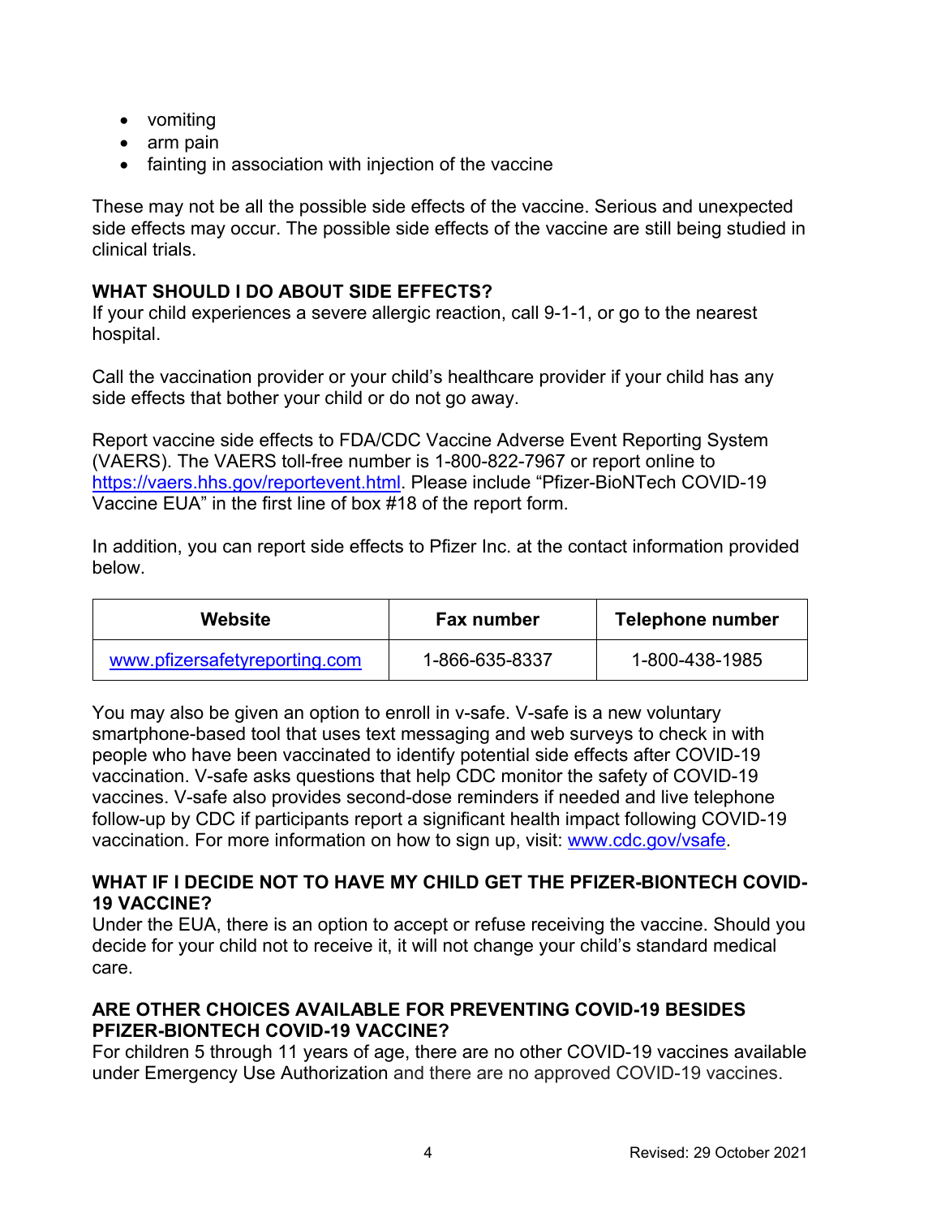- vomiting
- arm pain
- fainting in association with injection of the vaccine

These may not be all the possible side effects of the vaccine. Serious and unexpected side effects may occur. The possible side effects of the vaccine are still being studied in clinical trials.

## WHAT SHOULD I DO ABOUT SIDE EFFECTS?

If your child experiences a severe allergic reaction, call 9-1-1, or go to the nearest hospital.

Call the vaccination provider or your child's healthcare provider if your child has any side effects that bother your child or do not go away.

Report vaccine side effects to FDA/CDC Vaccine Adverse Event Reporting System (VAERS). The VAERS toll-free number is 1-800-822-7967 or report online to https://vaers.hhs.gov/reportevent.html. Please include "Pfizer-BioNTech COVID-19 Vaccine EUA" in the first line of box #18 of the report form.

In addition, you can report side effects to Pfizer Inc. at the contact information provided below.

| Website | Fax number | Telephone number |
|---|---|---|
| www.pfizersafetyreporting.com | 1-866-635-8337 | 1-800-438-1985 |

You may also be given an option to enroll in v-safe. V-safe is a new voluntary smartphone-based tool that uses text messaging and web surveys to check in with people who have been vaccinated to identify potential side effects after COVID-19 vaccination. V-safe asks questions that help CDC monitor the safety of COVID-19 vaccines. V-safe also provides second-dose reminders if needed and live telephone follow-up by CDC if participants report a significant health impact following COVID-19 vaccination. For more information on how to sign up, visit: www.cdc.gov/vsafe.

## WHAT IF I DECIDE NOT TO HAVE MY CHILD GET THE PFIZER-BIONTECH COVID-19 VACCINE?

Under the EUA, there is an option to accept or refuse receiving the vaccine. Should you decide for your child not to receive it, it will not change your child's standard medical care.

## ARE OTHER CHOICES AVAILABLE FOR PREVENTING COVID-19 BESIDES PFIZER-BIONTECH COVID-19 VACCINE?

For children 5 through 11 years of age, there are no other COVID-19 vaccines available under Emergency Use Authorization and there are no approved COVID-19 vaccines.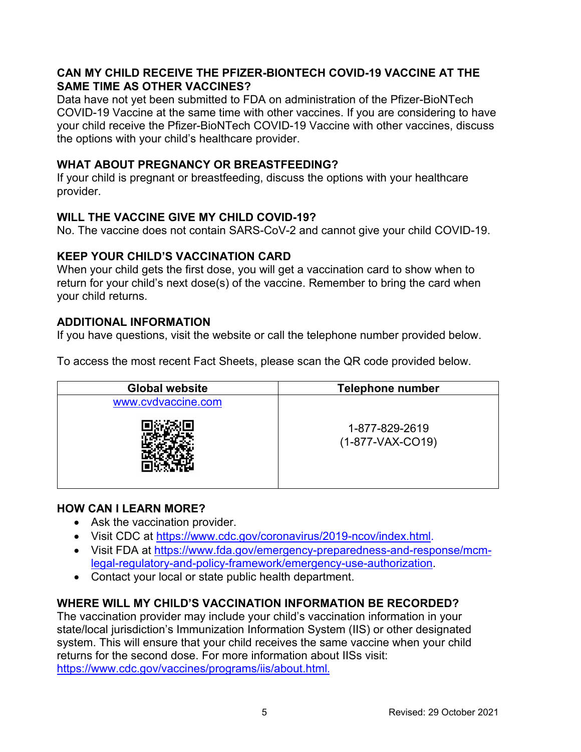## CAN MY CHILD RECEIVE THE PFIZER-BIONTECH COVID-19 VACCINE AT THE SAME TIME AS OTHER VACCINES?

Data have not yet been submitted to FDA on administration of the Pfizer-BioNTech COVID-19 Vaccine at the same time with other vaccines. If you are considering to have your child receive the Pfizer-BioNTech COVID-19 Vaccine with other vaccines, discuss the options with your child's healthcare provider.

## WHAT ABOUT PREGNANCY OR BREASTFEEDING?

If your child is pregnant or breastfeeding, discuss the options with your healthcare provider.

## WILL THE VACCINE GIVE MY CHILD COVID-19?

No. The vaccine does not contain SARS-CoV-2 and cannot give your child COVID-19.

## KEEP YOUR CHILD'S VACCINATION CARD

When your child gets the first dose, you will get a vaccination card to show when to return for your child's next dose(s) of the vaccine. Remember to bring the card when your child returns.

## ADDITIONAL INFORMATION

If you have questions, visit the website or call the telephone number provided below.

To access the most recent Fact Sheets, please scan the QR code provided below.

| Global website | Telephone number |
|---|---|
| www.cvdvaccine.com | 1-877-829-2619<br>(1-877-VAX-CO19) |

## HOW CAN I LEARN MORE?

- Ask the vaccination provider.
- Visit CDC at https://www.cdc.gov/coronavirus/2019-ncov/index.html.
- Visit FDA at https://www.fda.gov/emergency-preparedness-and-response/mcm-legal-regulatory-and-policy-framework/emergency-use-authorization.
- Contact your local or state public health department.

## WHERE WILL MY CHILD'S VACCINATION INFORMATION BE RECORDED?

The vaccination provider may include your child's vaccination information in your state/local jurisdiction's Immunization Information System (IIS) or other designated system. This will ensure that your child receives the same vaccine when your child returns for the second dose. For more information about IISs visit: https://www.cdc.gov/vaccines/programs/iis/about.html.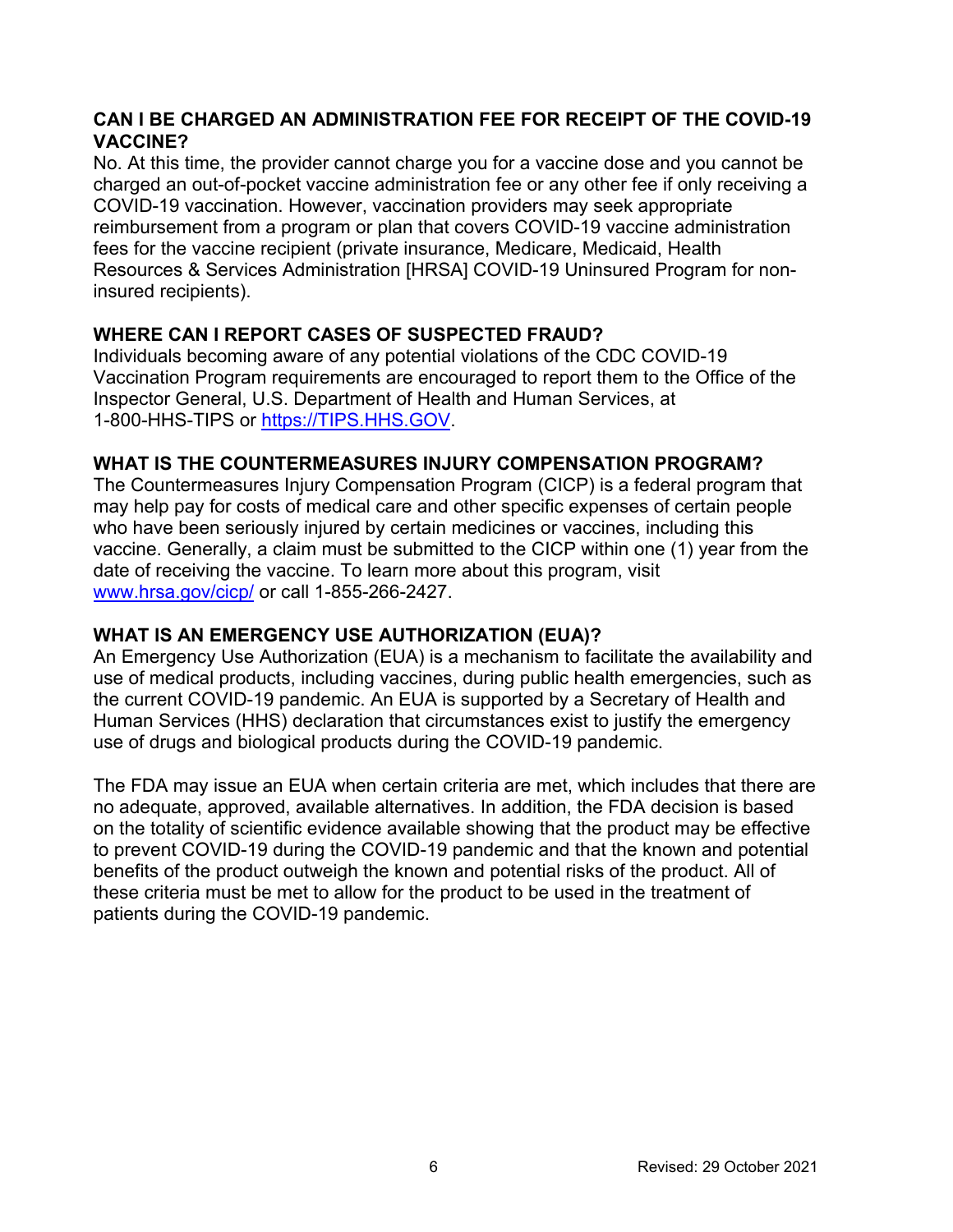## CAN I BE CHARGED AN ADMINISTRATION FEE FOR RECEIPT OF THE COVID-19 VACCINE?

No. At this time, the provider cannot charge you for a vaccine dose and you cannot be charged an out-of-pocket vaccine administration fee or any other fee if only receiving a COVID-19 vaccination. However, vaccination providers may seek appropriate reimbursement from a program or plan that covers COVID-19 vaccine administration fees for the vaccine recipient (private insurance, Medicare, Medicaid, Health Resources & Services Administration [HRSA] COVID-19 Uninsured Program for non-insured recipients).

## WHERE CAN I REPORT CASES OF SUSPECTED FRAUD?

Individuals becoming aware of any potential violations of the CDC COVID-19 Vaccination Program requirements are encouraged to report them to the Office of the Inspector General, U.S. Department of Health and Human Services, at 1-800-HHS-TIPS or [https://TIPS.HHS.GOV](https://TIPS.HHS.GOV).

## WHAT IS THE COUNTERMEASURES INJURY COMPENSATION PROGRAM?

The Countermeasures Injury Compensation Program (CICP) is a federal program that may help pay for costs of medical care and other specific expenses of certain people who have been seriously injured by certain medicines or vaccines, including this vaccine. Generally, a claim must be submitted to the CICP within one (1) year from the date of receiving the vaccine. To learn more about this program, visit [www.hrsa.gov/cicp/](www.hrsa.gov/cicp/) or call 1-855-266-2427.

## WHAT IS AN EMERGENCY USE AUTHORIZATION (EUA)?

An Emergency Use Authorization (EUA) is a mechanism to facilitate the availability and use of medical products, including vaccines, during public health emergencies, such as the current COVID-19 pandemic. An EUA is supported by a Secretary of Health and Human Services (HHS) declaration that circumstances exist to justify the emergency use of drugs and biological products during the COVID-19 pandemic.

The FDA may issue an EUA when certain criteria are met, which includes that there are no adequate, approved, available alternatives. In addition, the FDA decision is based on the totality of scientific evidence available showing that the product may be effective to prevent COVID-19 during the COVID-19 pandemic and that the known and potential benefits of the product outweigh the known and potential risks of the product. All of these criteria must be met to allow for the product to be used in the treatment of patients during the COVID-19 pandemic.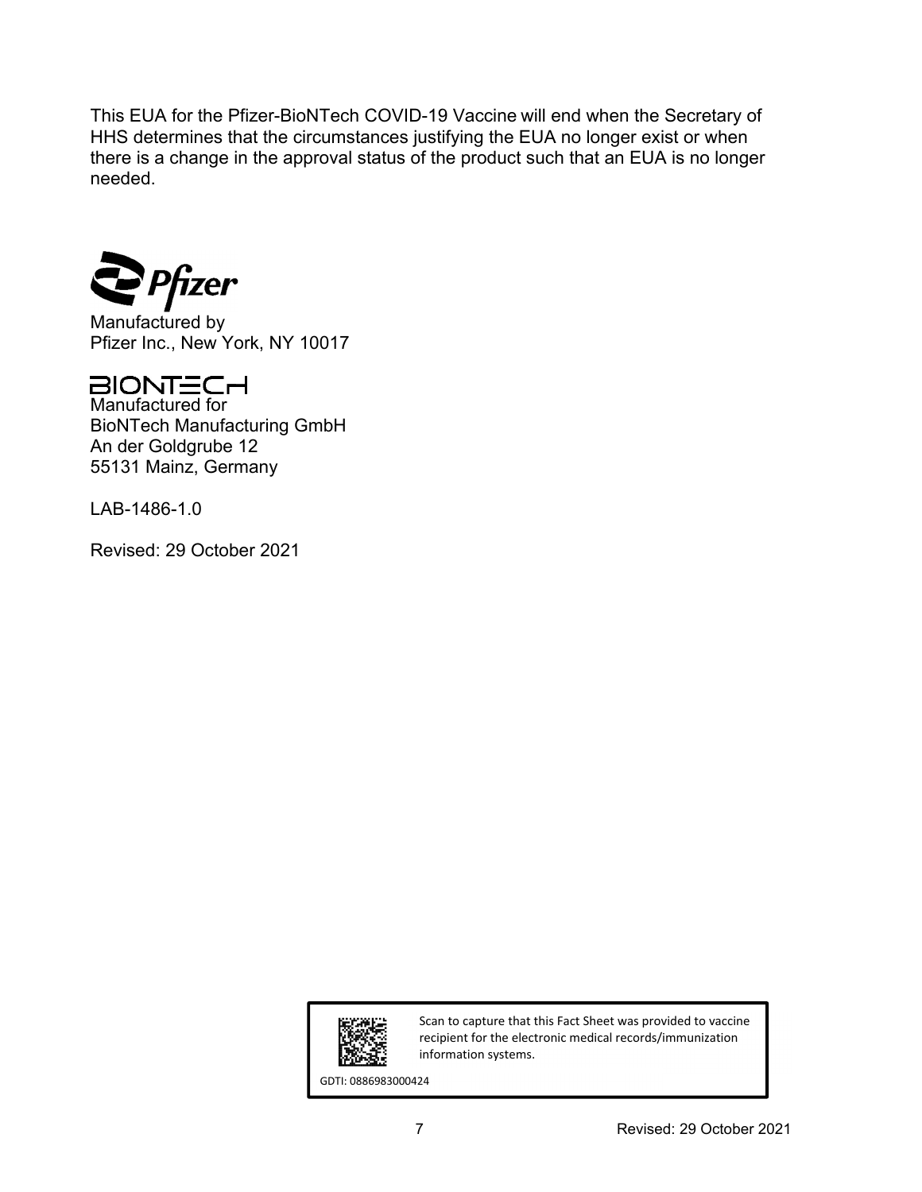This EUA for the Pfizer-BioNTech COVID-19 Vaccine will end when the Secretary of HHS determines that the circumstances justifying the EUA no longer exist or when there is a change in the approval status of the product such that an EUA is no longer needed.

Pfizer

Manufactured by
Pfizer Inc., New York, NY 10017

BIONTECH

Manufactured for
BioNTech Manufacturing GmbH
An der Goldgrube 12
55131 Mainz, Germany

LAB-1486-1.0

Revised: 29 October 2021

Scan to capture that this Fact Sheet was provided to vaccine recipient for the electronic medical records/immunization information systems.

GDTI: 0886983000424